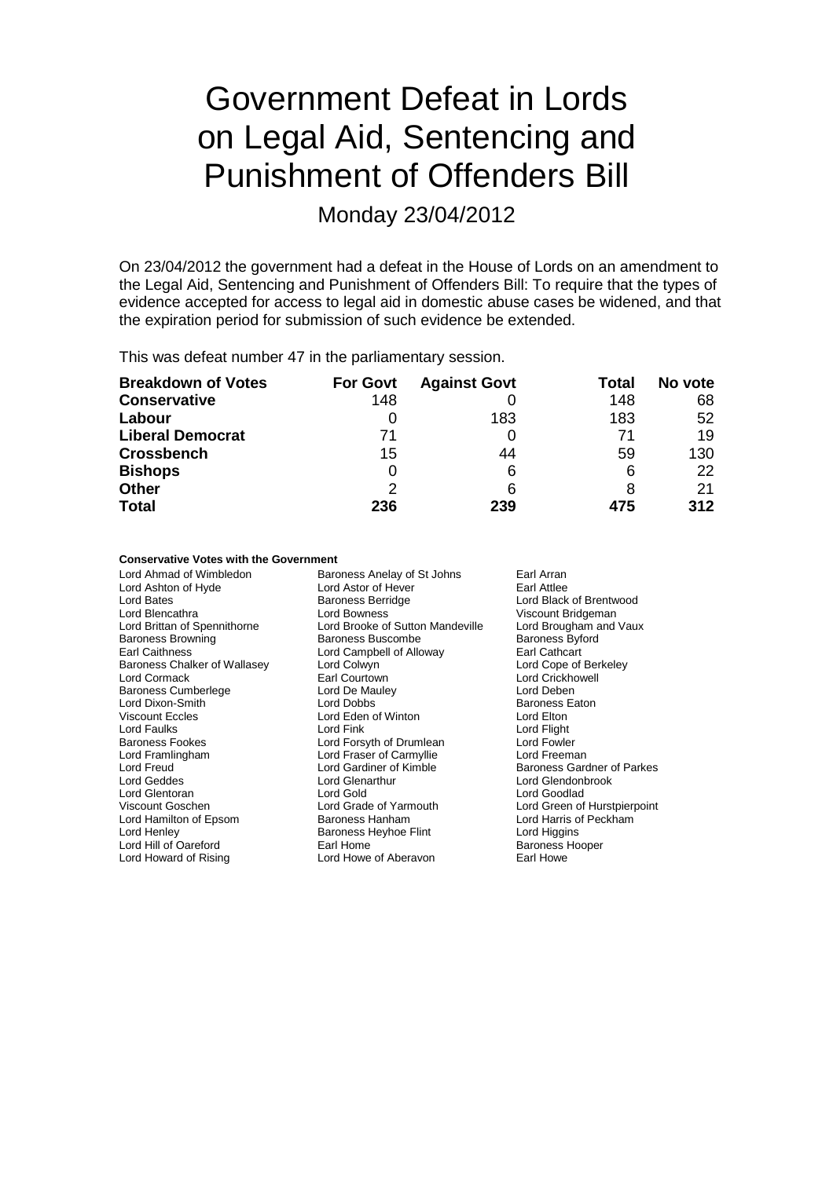# Government Defeat in Lords on Legal Aid, Sentencing and Punishment of Offenders Bill

Monday 23/04/2012

On 23/04/2012 the government had a defeat in the House of Lords on an amendment to the Legal Aid, Sentencing and Punishment of Offenders Bill: To require that the types of evidence accepted for access to legal aid in domestic abuse cases be widened, and that the expiration period for submission of such evidence be extended.

This was defeat number 47 in the parliamentary session.

| Breakdown of Votes | For Govt | Against Govt | Total | No vote |
|---|---|---|---|---|
| **Conservative** | 148 | 0 | 148 | 68 |
| **Labour** | 0 | 183 | 183 | 52 |
| **Liberal Democrat** | 71 | 0 | 71 | 19 |
| **Crossbench** | 15 | 44 | 59 | 130 |
| **Bishops** | 0 | 6 | 6 | 22 |
| **Other** | 2 | 6 | 8 | 21 |
| **Total** | **236** | **239** | **475** | **312** |

**Conservative Votes with the Government**

| | | |
|---|---|---|
| Lord Ahmad of Wimbledon | Baroness Anelay of St Johns | Earl Arran |
| Lord Ashton of Hyde | Lord Astor of Hever | Earl Attlee |
| Lord Bates | Baroness Berridge | Lord Black of Brentwood |
| Lord Blencathra | Lord Bowness | Viscount Bridgeman |
| Lord Brittan of Spennithorne | Lord Brooke of Sutton Mandeville | Lord Brougham and Vaux |
| Baroness Browning | Baroness Buscombe | Baroness Byford |
| Earl Caithness | Lord Campbell of Alloway | Earl Cathcart |
| Baroness Chalker of Wallasey | Lord Colwyn | Lord Cope of Berkeley |
| Lord Cormack | Earl Courtown | Lord Crickhowell |
| Baroness Cumberlege | Lord De Mauley | Lord Deben |
| Lord Dixon-Smith | Lord Dobbs | Baroness Eaton |
| Viscount Eccles | Lord Eden of Winton | Lord Elton |
| Lord Faulks | Lord Fink | Lord Flight |
| Baroness Fookes | Lord Forsyth of Drumlean | Lord Fowler |
| Lord Framlingham | Lord Fraser of Carmyllie | Lord Freeman |
| Lord Freud | Lord Gardiner of Kimble | Baroness Gardner of Parkes |
| Lord Geddes | Lord Glenarthur | Lord Glendonbrook |
| Lord Glentoran | Lord Gold | Lord Goodlad |
| Viscount Goschen | Lord Grade of Yarmouth | Lord Green of Hurstpierpoint |
| Lord Hamilton of Epsom | Baroness Hanham | Lord Harris of Peckham |
| Lord Henley | Baroness Heyhoe Flint | Lord Higgins |
| Lord Hill of Oareford | Earl Home | Baroness Hooper |
| Lord Howard of Rising | Lord Howe of Aberavon | Earl Howe |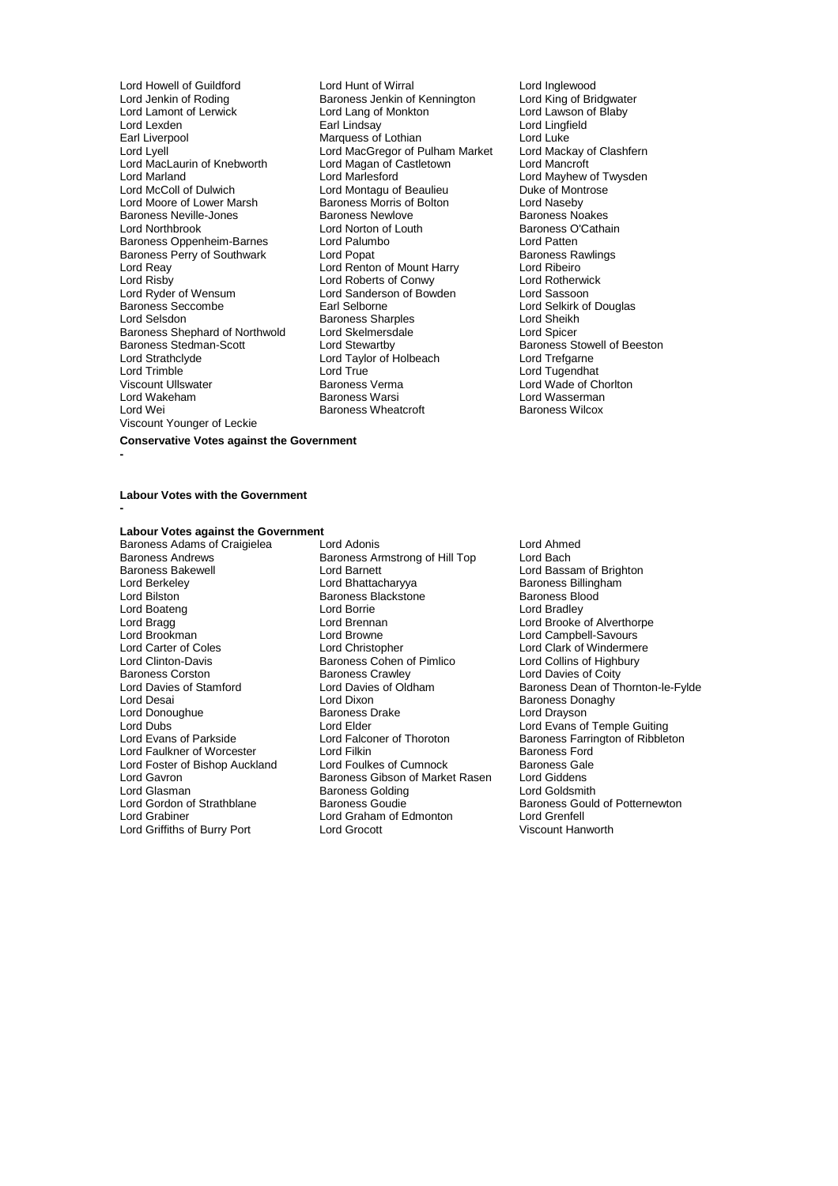Lord Howell of Guildford
Lord Hunt of Wirral
Lord Inglewood
Lord Jenkin of Roding
Baroness Jenkin of Kennington
Lord King of Bridgwater
Lord Lamont of Lerwick
Lord Lang of Monkton
Lord Lawson of Blaby
Lord Lexden
Earl Lindsay
Lord Lingfield
Earl Liverpool
Marquess of Lothian
Lord Luke
Lord Lyell
Lord MacGregor of Pulham Market
Lord Mackay of Clashfern
Lord MacLaurin of Knebworth
Lord Magan of Castletown
Lord Mancroft
Lord Marland
Lord Marlesford
Lord Mayhew of Twysden
Lord McColl of Dulwich
Lord Montagu of Beaulieu
Duke of Montrose
Lord Moore of Lower Marsh
Baroness Morris of Bolton
Lord Naseby
Baroness Neville-Jones
Baroness Newlove
Baroness Noakes
Lord Northbrook
Lord Norton of Louth
Baroness O'Cathain
Baroness Oppenheim-Barnes
Lord Palumbo
Lord Patten
Baroness Perry of Southwark
Lord Popat
Baroness Rawlings
Lord Reay
Lord Renton of Mount Harry
Lord Ribeiro
Lord Risby
Lord Roberts of Conwy
Lord Rotherwick
Lord Ryder of Wensum
Lord Sanderson of Bowden
Lord Sassoon
Baroness Seccombe
Earl Selborne
Lord Selkirk of Douglas
Lord Selsdon
Baroness Sharples
Lord Sheikh
Baroness Shephard of Northwold
Lord Skelmersdale
Lord Spicer
Baroness Stedman-Scott
Lord Stewartby
Baroness Stowell of Beeston
Lord Strathclyde
Lord Taylor of Holbeach
Lord Trefgarne
Lord Trimble
Lord True
Lord Tugendhat
Viscount Ullswater
Baroness Verma
Lord Wade of Chorlton
Lord Wakeham
Baroness Warsi
Lord Wasserman
Lord Wei
Baroness Wheatcroft
Baroness Wilcox
Viscount Younger of Leckie

**Conservative Votes against the Government**

-

**Labour Votes with the Government**

-

**Labour Votes against the Government**

Baroness Adams of Craigielea
Lord Adonis
Lord Ahmed
Baroness Andrews
Baroness Armstrong of Hill Top
Lord Bach
Baroness Bakewell
Lord Barnett
Lord Bassam of Brighton
Lord Berkeley
Lord Bhattacharyya
Baroness Billingham
Lord Bilston
Baroness Blackstone
Baroness Blood
Lord Boateng
Lord Borrie
Lord Bradley
Lord Bragg
Lord Brennan
Lord Brooke of Alverthorpe
Lord Brookman
Lord Browne
Lord Campbell-Savours
Lord Carter of Coles
Lord Christopher
Lord Clark of Windermere
Lord Clinton-Davis
Baroness Cohen of Pimlico
Lord Collins of Highbury
Baroness Corston
Baroness Crawley
Lord Davies of Coity
Lord Davies of Stamford
Lord Davies of Oldham
Baroness Dean of Thornton-le-Fylde
Lord Desai
Lord Dixon
Baroness Donaghy
Lord Donoughue
Baroness Drake
Lord Drayson
Lord Dubs
Lord Elder
Lord Evans of Temple Guiting
Lord Evans of Parkside
Lord Falconer of Thoroton
Baroness Farrington of Ribbleton
Lord Faulkner of Worcester
Lord Filkin
Baroness Ford
Lord Foster of Bishop Auckland
Lord Foulkes of Cumnock
Baroness Gale
Lord Gavron
Baroness Gibson of Market Rasen
Lord Giddens
Lord Glasman
Baroness Golding
Lord Goldsmith
Lord Gordon of Strathblane
Baroness Goudie
Baroness Gould of Potternewton
Lord Grabiner
Lord Graham of Edmonton
Lord Grenfell
Lord Griffiths of Burry Port
Lord Grocott
Viscount Hanworth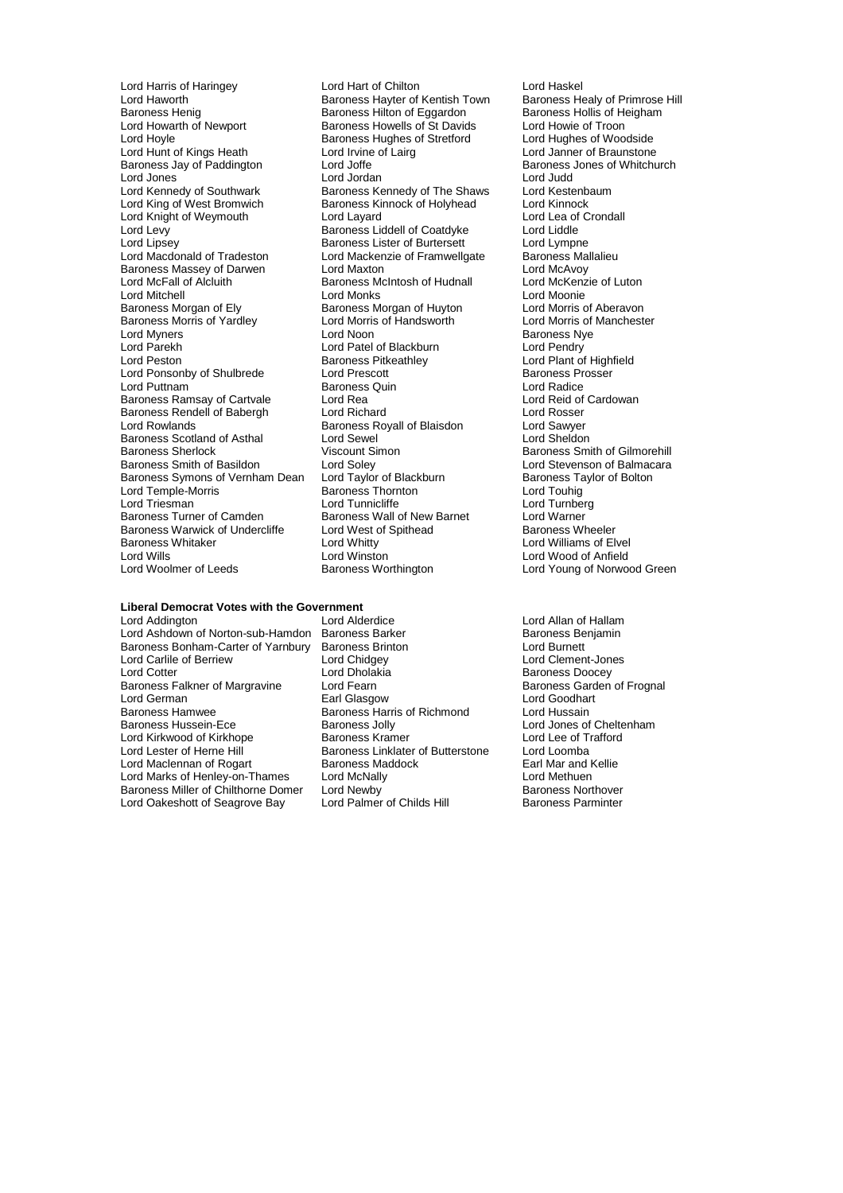Lord Harris of Haringey
Lord Hart of Chilton
Lord Haskel
Lord Haworth
Baroness Hayter of Kentish Town
Baroness Healy of Primrose Hill
Baroness Henig
Baroness Hilton of Eggardon
Baroness Hollis of Heigham
Lord Howarth of Newport
Baroness Howells of St Davids
Lord Howie of Troon
Lord Hoyle
Baroness Hughes of Stretford
Lord Hughes of Woodside
Lord Hunt of Kings Heath
Lord Irvine of Lairg
Lord Janner of Braunstone
Baroness Jay of Paddington
Lord Joffe
Baroness Jones of Whitchurch
Lord Jones
Lord Jordan
Lord Judd
Lord Kennedy of Southwark
Baroness Kennedy of The Shaws
Lord Kestenbaum
Lord King of West Bromwich
Baroness Kinnock of Holyhead
Lord Kinnock
Lord Knight of Weymouth
Lord Layard
Lord Lea of Crondall
Lord Levy
Baroness Liddell of Coatdyke
Lord Liddle
Lord Lipsey
Baroness Lister of Burtersett
Lord Lympne
Lord Macdonald of Tradeston
Lord Mackenzie of Framwellgate
Baroness Mallalieu
Baroness Massey of Darwen
Lord Maxton
Lord McAvoy
Lord McFall of Alcluith
Baroness McIntosh of Hudnall
Lord McKenzie of Luton
Lord Mitchell
Lord Monks
Lord Moonie
Baroness Morgan of Ely
Baroness Morgan of Huyton
Lord Morris of Aberavon
Baroness Morris of Yardley
Lord Morris of Handsworth
Lord Morris of Manchester
Lord Myners
Lord Noon
Baroness Nye
Lord Parekh
Lord Patel of Blackburn
Lord Pendry
Lord Peston
Baroness Pitkeathley
Lord Plant of Highfield
Lord Ponsonby of Shulbrede
Lord Prescott
Baroness Prosser
Lord Puttnam
Baroness Quin
Lord Radice
Baroness Ramsay of Cartvale
Lord Rea
Lord Reid of Cardowan
Baroness Rendell of Babergh
Lord Richard
Lord Rosser
Lord Rowlands
Baroness Royall of Blaisdon
Lord Sawyer
Baroness Scotland of Asthal
Lord Sewel
Lord Sheldon
Baroness Sherlock
Viscount Simon
Baroness Smith of Gilmorehill
Baroness Smith of Basildon
Lord Soley
Lord Stevenson of Balmacara
Baroness Symons of Vernham Dean
Lord Taylor of Blackburn
Baroness Taylor of Bolton
Lord Temple-Morris
Baroness Thornton
Lord Touhig
Lord Triesman
Lord Tunnicliffe
Lord Turnberg
Baroness Turner of Camden
Baroness Wall of New Barnet
Lord Warner
Baroness Warwick of Undercliffe
Lord West of Spithead
Baroness Wheeler
Baroness Whitaker
Lord Whitty
Lord Williams of Elvel
Lord Wills
Lord Winston
Lord Wood of Anfield
Lord Woolmer of Leeds
Baroness Worthington
Lord Young of Norwood Green

**Liberal Democrat Votes with the Government**

Lord Addington
Lord Alderdice
Lord Allan of Hallam
Lord Ashdown of Norton-sub-Hamdon
Baroness Barker
Baroness Benjamin
Baroness Bonham-Carter of Yarnbury
Baroness Brinton
Lord Burnett
Lord Carlile of Berriew
Lord Chidgey
Lord Clement-Jones
Lord Cotter
Lord Dholakia
Baroness Doocey
Baroness Falkner of Margravine
Lord Fearn
Baroness Garden of Frognal
Lord German
Earl Glasgow
Lord Goodhart
Baroness Hamwee
Baroness Harris of Richmond
Lord Hussain
Baroness Hussein-Ece
Baroness Jolly
Lord Jones of Cheltenham
Lord Kirkwood of Kirkhope
Baroness Kramer
Lord Lee of Trafford
Lord Lester of Herne Hill
Baroness Linklater of Butterstone
Lord Loomba
Lord Maclennan of Rogart
Baroness Maddock
Earl Mar and Kellie
Lord Marks of Henley-on-Thames
Lord McNally
Lord Methuen
Baroness Miller of Chilthorne Domer
Lord Newby
Baroness Northover
Lord Oakeshott of Seagrove Bay
Lord Palmer of Childs Hill
Baroness Parminter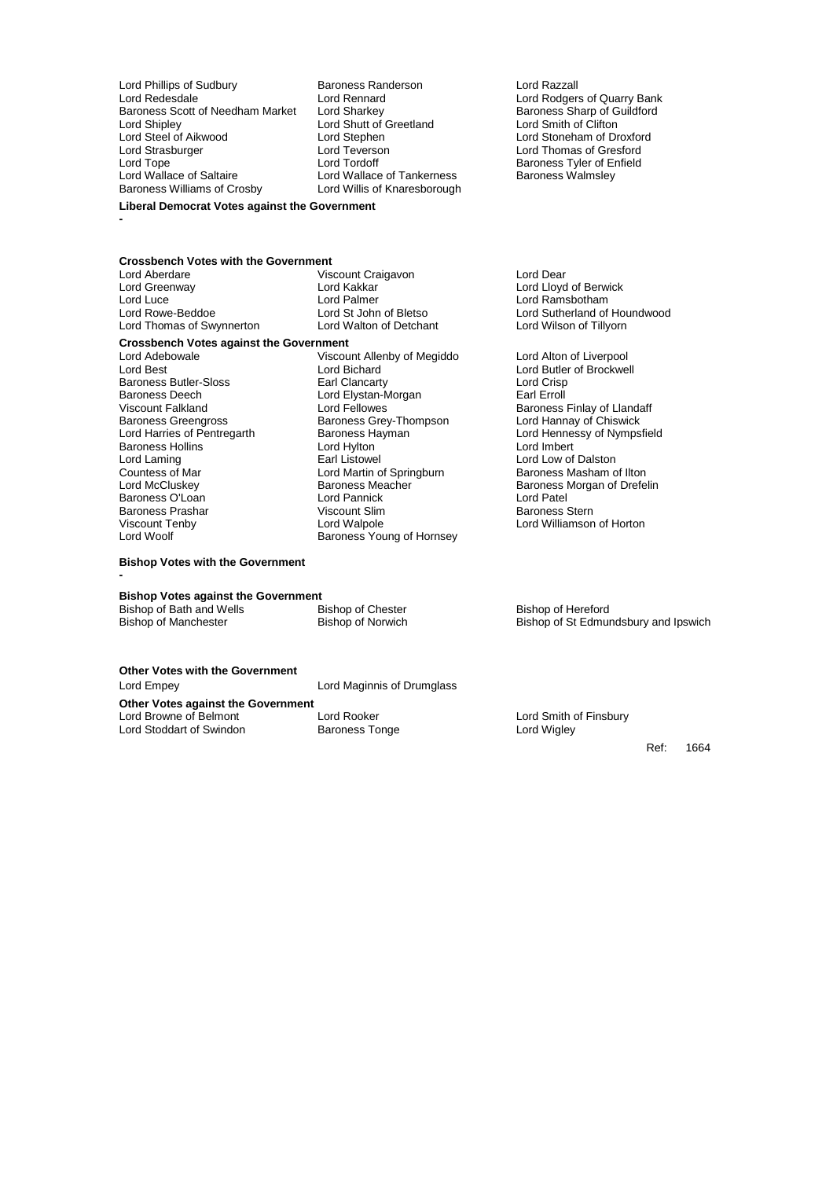Lord Phillips of Sudbury
Baroness Randerson
Lord Razzall
Lord Redesdale
Lord Rennard
Lord Rodgers of Quarry Bank
Baroness Scott of Needham Market
Lord Sharkey
Baroness Sharp of Guildford
Lord Shipley
Lord Shutt of Greetland
Lord Smith of Clifton
Lord Steel of Aikwood
Lord Stephen
Lord Stoneham of Droxford
Lord Strasburger
Lord Teverson
Lord Thomas of Gresford
Lord Tope
Lord Tordoff
Baroness Tyler of Enfield
Lord Wallace of Saltaire
Lord Wallace of Tankerness
Baroness Walmsley
Baroness Williams of Crosby
Lord Willis of Knaresborough

**Liberal Democrat Votes against the Government**

-

**Crossbench Votes with the Government**

Lord Aberdare
Viscount Craigavon
Lord Dear
Lord Greenway
Lord Kakkar
Lord Lloyd of Berwick
Lord Luce
Lord Palmer
Lord Ramsbotham
Lord Rowe-Beddoe
Lord St John of Bletso
Lord Sutherland of Houndwood
Lord Thomas of Swynnerton
Lord Walton of Detchant
Lord Wilson of Tillyorn

**Crossbench Votes against the Government**

Lord Adebowale
Viscount Allenby of Megiddo
Lord Alton of Liverpool
Lord Best
Lord Bichard
Lord Butler of Brockwell
Baroness Butler-Sloss
Earl Clancarty
Lord Crisp
Baroness Deech
Lord Elystan-Morgan
Earl Erroll
Viscount Falkland
Lord Fellowes
Baroness Finlay of Llandaff
Baroness Greengross
Baroness Grey-Thompson
Lord Hannay of Chiswick
Lord Harries of Pentregarth
Baroness Hayman
Lord Hennessy of Nympsfield
Baroness Hollins
Lord Hylton
Lord Imbert
Lord Laming
Earl Listowel
Lord Low of Dalston
Countess of Mar
Lord Martin of Springburn
Baroness Masham of Ilton
Lord McCluskey
Baroness Meacher
Baroness Morgan of Drefelin
Baroness O'Loan
Lord Pannick
Lord Patel
Baroness Prashar
Viscount Slim
Baroness Stern
Viscount Tenby
Lord Walpole
Lord Williamson of Horton
Lord Woolf
Baroness Young of Hornsey

**Bishop Votes with the Government**

-

**Bishop Votes against the Government**

Bishop of Bath and Wells
Bishop of Chester
Bishop of Hereford
Bishop of Manchester
Bishop of Norwich
Bishop of St Edmundsbury and Ipswich

**Other Votes with the Government**

Lord Empey
Lord Maginnis of Drumglass

**Other Votes against the Government**

Lord Browne of Belmont
Lord Rooker
Lord Smith of Finsbury
Lord Stoddart of Swindon
Baroness Tonge
Lord Wigley

Ref: 1664